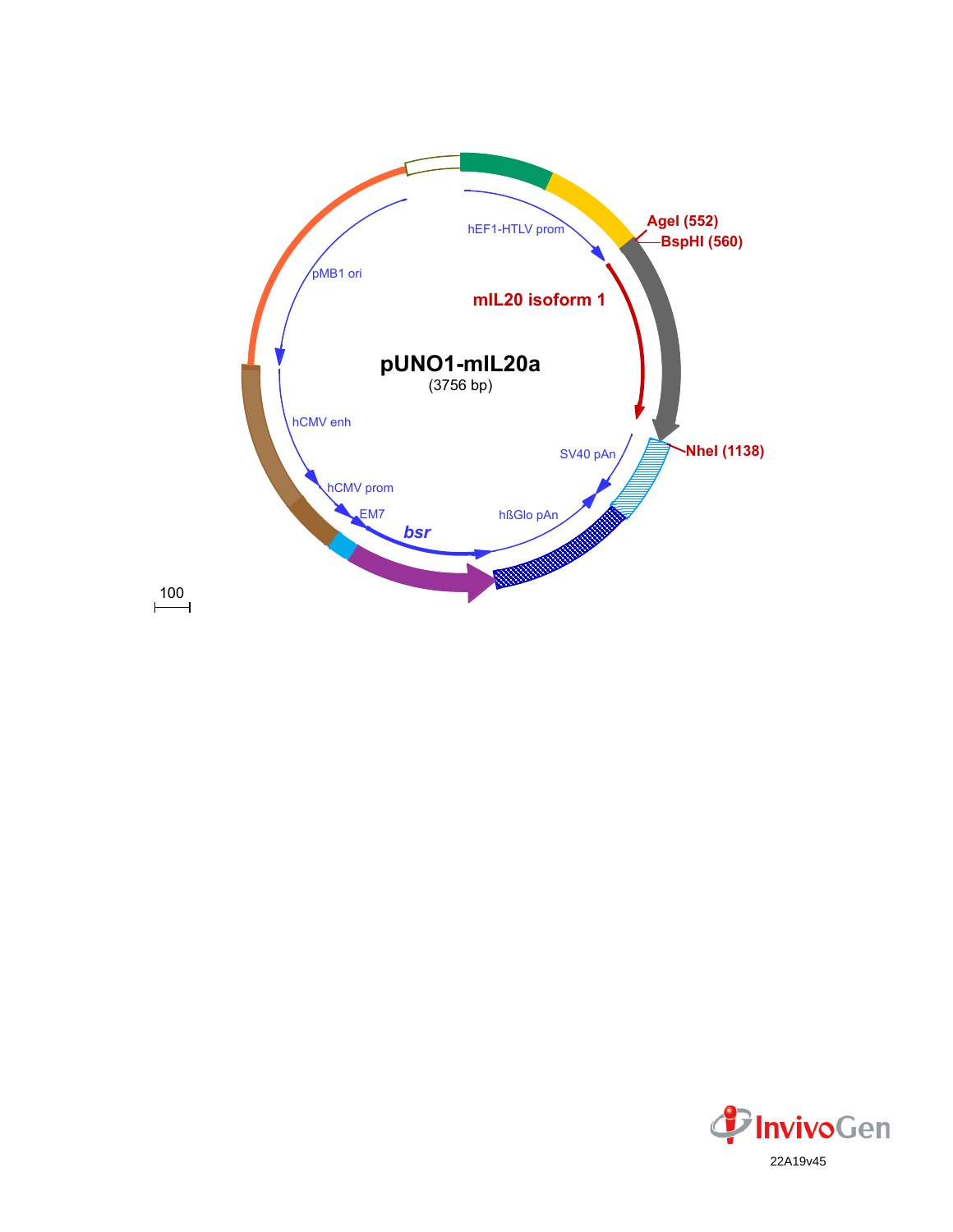# pUNO1-mIL20a

(3756 bp)

- hEF1-HTLV prom
- mIL20 isoform 1
- AgeI (552)
- BspHI (560)
- NheI (1138)
- SV40 pAn
- hßGlo pAn
- bsr
- EM7
- hCMV prom
- hCMV enh
- pMB1 ori

100

InvivoGen

22A19v45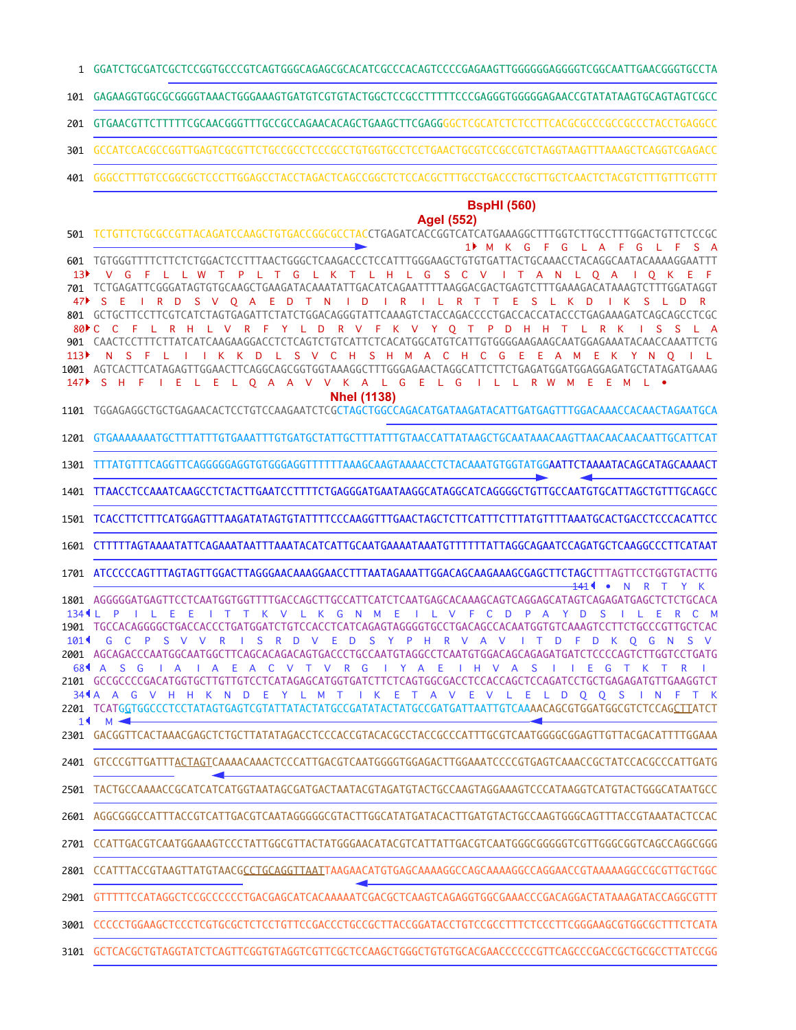```
1    GGATCTGCGATCGCTCCGGTGCCCGTCAGTGGGCAGAGCGCACATCGCCCACAGTCCCCGAGAAGTTGGGGGGAGGGGTCGGCAATTGAACGGGTGCCTA

101  GAGAAGGTGGCGCGGGGTAAACTGGGAAAGTGATGTCGTGTACTGGCTCCGCCTTTTTCCCGAGGGTGGGGGAGAACCGTATATAAGTGCAGTAGTCGCC

201  GTGAACGTTCTTTTTCGCAACGGGTTTGCCGCCAGAACACAGCTGAAGCTTCGAGGGGCTCGCATCTCTCCTTCACGCGCCCGCCGCCCTACCTGAGGCC

301  GCCATCCACGCCGGTTGAGTCGCGTTCTGCCGCCTCCCGCCTGTGGTGCCTCCTGAACTGCGTCCGCCGTCTAGGTAAGTTTAAAGCTCAGGTCGAGACC

401  GGGCCTTTGTCCGGCGCTCCCTTGGAGCCTACCTAGACTCAGCCGGCTCTCCACGCTTTGCCTGACCCTGCTTGCTCAACTCTACGTCTTTGTTTCGTTT

                                                                                   BsphI (560)
                                                                           AgeI (552)
501  TCTGTTCTGCGCCGTTACAGATCCAAGCTGTGACCGGCGCCTACCTGAGATCACCGGTCATCATGAAAGGCTTTGGTCTTGCCTTTGGACTGTTCTCCGC
                                                                   1▸ M  K  G  F  G  L  A  F  G  L  F  S  A
601  TGTGGGTTTTCTTCTCTGGACTCCTTTAACTGGGCTCAAGACCCTCCATTTGGGAAGCTGTGTGATTACTGCAAACCTACAGGCAATACAAAAGGAATTT
13▸   V  G  F  L  L  W  T  P  L  T  G  L  K  T  L  H  L  G  S  C  V  I  T  A  N  L  Q  A  I  Q  K  E  F
701  TCTGAGATTCGGGATAGTGTGCAAGCTGAAGATACAAATATTGACATCAGAATTTTAAGGACGACTGAGTCTTTGAAAGACATAAAGTCTTTGGATAGGT
47▸   S  E  I  R  D  S  V  Q  A  E  D  T  N  I  D  I  R  I  L  R  T  T  E  S  L  K  D  I  K  S  L  D  R
801  GCTGCTTCCTTCGTCATCTAGTGAGATTCTATCTGGACAGGGTATTCAAAGTCTACCAGACCCCTGACCACCATACCCTGAGAAAGATCAGCAGCCTCGC
80▸  C  C  F  L  R  H  L  V  R  F  Y  L  D  R  V  F  K  V  Y  Q  T  P  D  H  H  T  L  R  K  I  S  S  L  A
901  CAACTCCTTTCTTATCATCAAGAAGGACCTCTCAGTCTGTCATTCTCACATGGCATGTCATTGTGGGGAAGAAGCAATGGAGAAATACAACCAAATTCTG
113▸   N  S  F  L  I  I  K  K  D  L  S  V  C  H  S  H  M  A  C  H  C  G  E  E  A  M  E  K  Y  N  Q  I  L
1001 AGTCACTTCATAGAGTTGGAACTTCAGGCAGCGGTGGTAAAGGCTTTGGGAGAACTAGGCATTCTTCTGAGATGGATGGAGGAGATGCTATAGATGAAAG
147▸   S  H  F  I  E  L  E  L  Q  A  A  V  V  K  A  L  G  E  L  G  I  L  L  R  W  M  E  E  M  L  •
                                           NheI (1138)
1101 TGGAGAGGCTGCTGAGAACACTCCTGTCCAAGAATCTCGCTAGCTGGCCAGACATGATAAGATACATTGATGAGTTTGGACAAACCACAACTAGAATGCA

1201 GTGAAAAAAATGCTTTATTTGTGAAATTTGTGATGCTATTGCTTTATTTGTAACCATTATAAGCTGCAATAAACAAGTTAACAACAACAATTGCATTCAT

1301 TTTATGTTTCAGGTTCAGGGGGAGGTGTGGGAGGTTTTTTAAAGCAAGTAAAACCTCTACAAATGTGGTATGGAATTCTAAAATACAGCATAGCAAAACT

1401 TTAACCTCCAAATCAAGCCTCTACTTGAATCCTTTTCTGAGGGATGAATAAGGCATAGGCATCAGGGGCTGTTGCCAATGTGCATTAGCTGTTTGCAGCC

1501 TCACCTTCTTTCATGGAGTTTAAGATATAGTGTATTTTCCCAAGGTTTGAACTAGCTCTTCATTTCTTTATGTTTTAAATGCACTGACCTCCCACATTCC

1601 CTTTTTAGTAAAATATTCAGAAATAATTTAAATACATCATTGCAATGAAAATAAATGTTTTTTATTAGGCAGAATCCAGATGCTCAAGGCCCTTCATAAT

1701 ATCCCCCAGTTTAGTAGTTGGACTTAGGGAACAAAGGAACCTTTAATAGAAATTGGACAGCAAGAAAGCGAGCTTCTAGCTTTAGTTCCTGGTGTACTTG
                                                                                   141◂  •  N  R  T  Y  K
1801 AGGGGGATGAGTTCCTCAATGGTGGTTTTGACCAGCTTGCCATTCATCTCAATGAGCACAAAGCAGTCAGGAGCATAGTCAGAGATGAGCTCTCTGCACA
134◂ L  P  I  L  E  E  I  T  T  K  V  L  K  G  N  M  E  I  L  V  F  C  D  P  A  Y  D  S  I  L  E  R  C  M
1901 TGCCACAGGGGCTGACCACCCTGATGGATCTGTCCACCTCATCAGAGTAGGGGTGCCTGACAGCCACAATGGTGTCAAAGTCCTTCTGCCCGTTGCTCAC
101◂   G  C  P  S  V  V  R  I  S  R  D  V  E  D  S  Y  P  H  R  V  A  V  I  T  D  F  D  K  Q  G  N  S  V
2001 AGCAGACCCAATGGCAATGGCTTCAGCACAGACAGTGACCCTGCCAATGTAGGCCTCAATGTGGACAGCAGAGATGATCTCCCCAGTCTTGGTCCTGATG
68◂  A  S  G  I  A  I  A  E  A  C  V  T  V  R  G  I  Y  A  E  I  H  V  A  S  I  I  E  G  T  K  T  R  I
2101 GCCGCCCCGACATGGTGCTTGTTGTCCTCATAGAGCATGGTGATCTTCTCAGTGGCGACCTCCACCAGCTCCAGATCCTGCTGAGAGATGTTGAAGGTCT
34◂  A  A  G  V  H  H  K  N  D  E  Y  L  M  T  I  K  E  T  A  V  E  V  L  E  L  D  Q  Q  S  I  N  F  T  K
2201 TCATGGTGGCCCTCCTATAGTGAGTCGTATTATACTATGCCGATATACTATGCCGATGATTAATTGTCAAAACAGCGTGGATGGCGTCTCCAGCTTATCT
1◂    M
2301 GACGGTTCACTAAACGAGCTCTGCTTATATAGACCTCCCACCGTACACGCCTACCGCCCATTTGCGTCAATGGGGCGGAGTTGTTACGACATTTTGGAAA

2401 GTCCCGTTGATTTACTAGTCAAAACAAACTCCCATTGACGTCAATGGGGTGGAGACTTGGAAATCCCCGTGAGTCAAACCGCTATCCACGCCCATTGATG

2501 TACTGCCAAAACCGCATCATCATGGTAATAGCGATGACTAATACGTAGATGTACTGCCAAGTAGGAAAGTCCCATAAGGTCATGTACTGGGCATAATGCC

2601 AGGCGGGCCATTTACCGTCATTGACGTCAATAGGGGGCGTACTTGGCATATGATACACTTGATGTACTGCCAAGTGGGCAGTTTACCGTAAATACTCCAC

2701 CCATTGACGTCAATGGAAAGTCCCTATTGGCGTTACTATGGGAACATACGTCATTATTGACGTCAATGGGCGGGGGTCGTTGGGCGGTCAGCCAGGCGGG

2801 CCATTTACCGTAAGTTATGTAACGCCTGCAGGTTAATTAAGAACATGTGAGCAAAAGGCCAGCAAAAGGCCAGGAACCGTAAAAAGGCCGCGTTGCTGGC

2901 GTTTTTCCATAGGCTCCGCCCCCCTGACGAGCATCACAAAAATCGACGCTCAAGTCAGAGGTGGCGAAACCCGACAGGACTATAAAGATACCAGGCGTTT

3001 CCCCCTGGAAGCTCCCTCGTGCGCTCTCCTGTTCCGACCCTGCCGCTTACCGGATACCTGTCCGCCTTTCTCCCTTCGGGAAGCGTGGCGCTTTCTCATA

3101 GCTCACGCTGTAGGTATCTCAGTTCGGTGTAGGTCGTTCGCTCCAAGCTGGGCTGTGTGCACGAACCCCCCGTTCAGCCCGACCGCTGCGCCTTATCCGG
```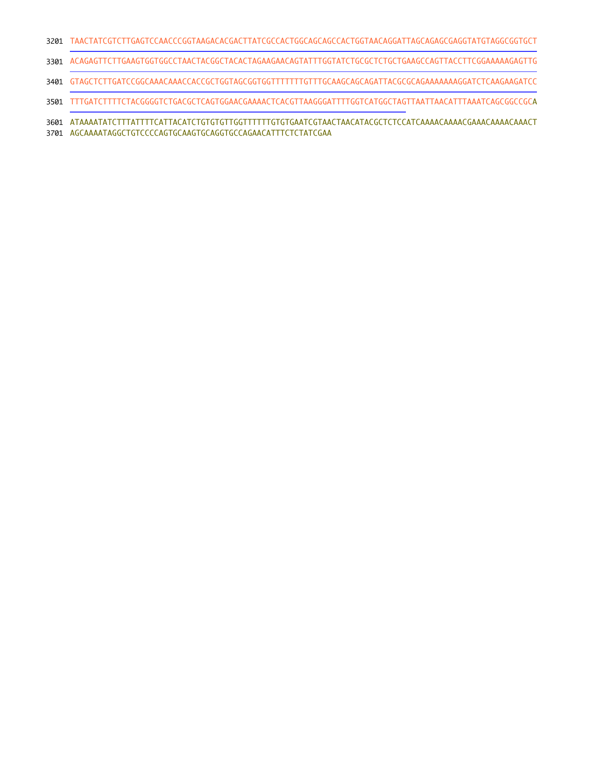```
3201 TAACTATCGTCTTGAGTCCAACCCGGTAAGACACGACTTATCGCCACTGGCAGCAGCCACTGGTAACAGGATTAGCAGAGCGAGGTATGTAGGCGGTGCT
3301 ACAGAGTTCTTGAAGTGGTGGCCTAACTACGGCTACACTAGAAGAACAGTATTTGGTATCTGCGCTCTGCTGAAGCCAGTTACCTTCGGAAAAAGAGTTG
3401 GTAGCTCTTGATCCGGCAAACAAACCACCGCTGGTAGCGGTGGTTTTTTTGTTTGCAAGCAGCAGATTACGCGCAGAAAAAAAGGATCTCAAGAAGATCC
3501 TTTGATCTTTTCTACGGGGTCTGACGCTCAGTGGAACGAAAACTCACGTTAAGGGATTTTGGTCATGGCTAGTTAATTAACATTTAAATCAGCGGCCGCA
3601 ATAAAATATCTTTATTTTCATTACATCTGTGTGTTGGTTTTTTGTGTGAATCGTAACTAACATACGCTCTCCATCAAAACAAAACGAAACAAAACAAACT
3701 AGCAAAATAGGCTGTCCCCAGTGCAAGTGCAGGTGCCAGAACATTTCTCTATCGAA
```